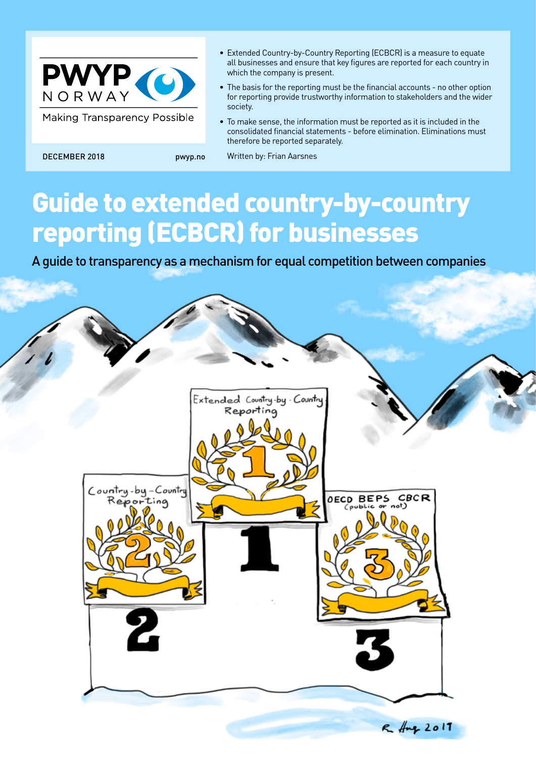PWYP NORWAY

Making Transparency Possible

DECEMBER 2018

pwyp.no

- Extended Country-by-Country Reporting (ECBCR) is a measure to equate all businesses and ensure that key figures are reported for each country in which the company is present.
- The basis for the reporting must be the financial accounts - no other option for reporting provide trustworthy information to stakeholders and the wider society.
- To make sense, the information must be reported as it is included in the consolidated financial statements - before elimination. Eliminations must therefore be reported separately.

Written by: Frian Aarsnes

# Guide to extended country-by-country reporting (ECBCR) for businesses

## A guide to transparency as a mechanism for equal competition between companies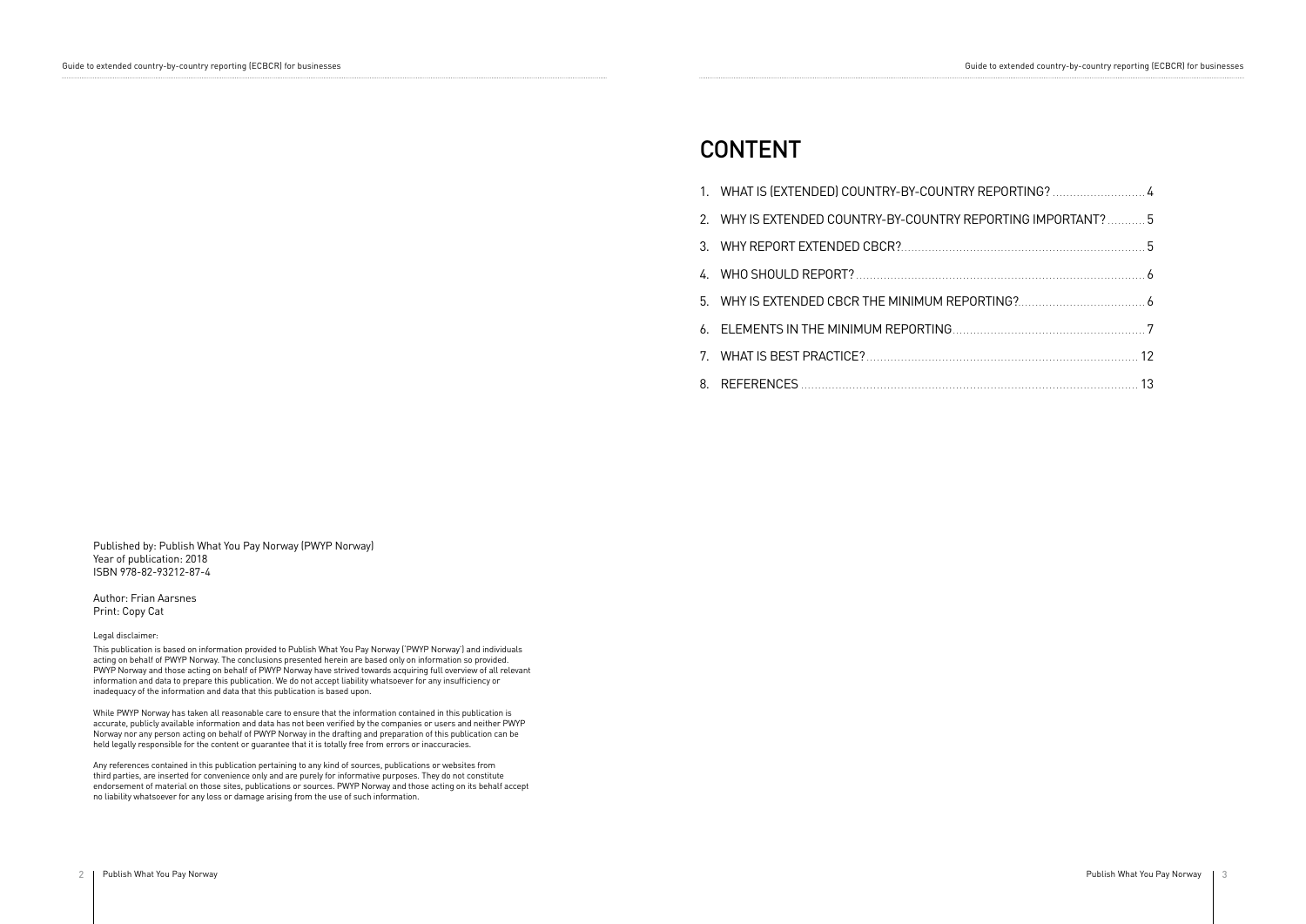Published by: Publish What You Pay Norway (PWYP Norway)
Year of publication: 2018
ISBN 978-82-93212-87-4

Author: Frian Aarsnes
Print: Copy Cat

Legal disclaimer:

This publication is based on information provided to Publish What You Pay Norway ('PWYP Norway') and individuals acting on behalf of PWYP Norway. The conclusions presented herein are based only on information so provided. PWYP Norway and those acting on behalf of PWYP Norway have strived towards acquiring full overview of all relevant information and data to prepare this publication. We do not accept liability whatsoever for any insufficiency or inadequacy of the information and data that this publication is based upon.

While PWYP Norway has taken all reasonable care to ensure that the information contained in this publication is accurate, publicly available information and data has not been verified by the companies or users and neither PWYP Norway nor any person acting on behalf of PWYP Norway in the drafting and preparation of this publication can be held legally responsible for the content or guarantee that it is totally free from errors or inaccuracies.

Any references contained in this publication pertaining to any kind of sources, publications or websites from third parties, are inserted for convenience only and are purely for informative purposes. They do not constitute endorsement of material on those sites, publications or sources. PWYP Norway and those acting on its behalf accept no liability whatsoever for any loss or damage arising from the use of such information.

# CONTENT

1. WHAT IS (EXTENDED) COUNTRY-BY-COUNTRY REPORTING? ........ 4
2. WHY IS EXTENDED COUNTRY-BY-COUNTRY REPORTING IMPORTANT? ........ 5
3. WHY REPORT EXTENDED CBCR? ........ 5
4. WHO SHOULD REPORT? ........ 6
5. WHY IS EXTENDED CBCR THE MINIMUM REPORTING? ........ 6
6. ELEMENTS IN THE MINIMUM REPORTING ........ 7
7. WHAT IS BEST PRACTICE? ........ 12
8. REFERENCES ........ 13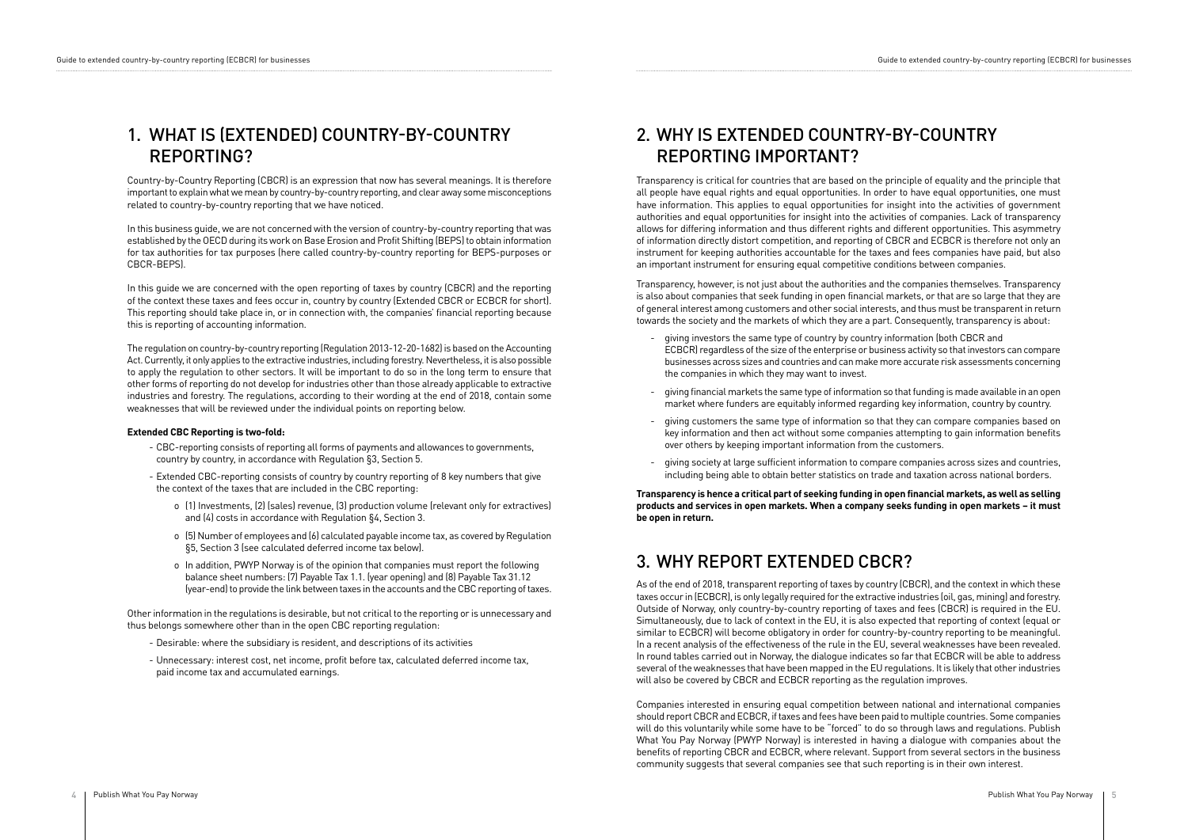## 1. WHAT IS (EXTENDED) COUNTRY-BY-COUNTRY REPORTING?

Country-by-Country Reporting (CBCR) is an expression that now has several meanings. It is therefore important to explain what we mean by country-by-country reporting, and clear away some misconceptions related to country-by-country reporting that we have noticed.

In this business guide, we are not concerned with the version of country-by-country reporting that was established by the OECD during its work on Base Erosion and Profit Shifting (BEPS) to obtain information for tax authorities for tax purposes (here called country-by-country reporting for BEPS-purposes or CBCR-BEPS).

In this guide we are concerned with the open reporting of taxes by country (CBCR) and the reporting of the context these taxes and fees occur in, country by country (Extended CBCR or ECBCR for short). This reporting should take place in, or in connection with, the companies' financial reporting because this is reporting of accounting information.

The regulation on country-by-country reporting (Regulation 2013-12-20-1682) is based on the Accounting Act. Currently, it only applies to the extractive industries, including forestry. Nevertheless, it is also possible to apply the regulation to other sectors. It will be important to do so in the long term to ensure that other forms of reporting do not develop for industries other than those already applicable to extractive industries and forestry. The regulations, according to their wording at the end of 2018, contain some weaknesses that will be reviewed under the individual points on reporting below.

**Extended CBC Reporting is two-fold:**

- CBC-reporting consists of reporting all forms of payments and allowances to governments, country by country, in accordance with Regulation §3, Section 5.
- Extended CBC-reporting consists of country by country reporting of 8 key numbers that give the context of the taxes that are included in the CBC reporting:
  - (1) Investments, (2) (sales) revenue, (3) production volume (relevant only for extractives) and (4) costs in accordance with Regulation §4, Section 3.
  - (5) Number of employees and (6) calculated payable income tax, as covered by Regulation §5, Section 3 (see calculated deferred income tax below).
  - In addition, PWYP Norway is of the opinion that companies must report the following balance sheet numbers: (7) Payable Tax 1.1. (year opening) and (8) Payable Tax 31.12 (year-end) to provide the link between taxes in the accounts and the CBC reporting of taxes.

Other information in the regulations is desirable, but not critical to the reporting or is unnecessary and thus belongs somewhere other than in the open CBC reporting regulation:

- Desirable: where the subsidiary is resident, and descriptions of its activities
- Unnecessary: interest cost, net income, profit before tax, calculated deferred income tax, paid income tax and accumulated earnings.

## 2. WHY IS EXTENDED COUNTRY-BY-COUNTRY REPORTING IMPORTANT?

Transparency is critical for countries that are based on the principle of equality and the principle that all people have equal rights and equal opportunities. In order to have equal opportunities, one must have information. This applies to equal opportunities for insight into the activities of government authorities and equal opportunities for insight into the activities of companies. Lack of transparency allows for differing information and thus different rights and different opportunities. This asymmetry of information directly distort competition, and reporting of CBCR and ECBCR is therefore not only an instrument for keeping authorities accountable for the taxes and fees companies have paid, but also an important instrument for ensuring equal competitive conditions between companies.

Transparency, however, is not just about the authorities and the companies themselves. Transparency is also about companies that seek funding in open financial markets, or that are so large that they are of general interest among customers and other social interests, and thus must be transparent in return towards the society and the markets of which they are a part. Consequently, transparency is about:

- giving investors the same type of country by country information (both CBCR and ECBCR) regardless of the size of the enterprise or business activity so that investors can compare businesses across sizes and countries and can make more accurate risk assessments concerning the companies in which they may want to invest.
- giving financial markets the same type of information so that funding is made available in an open market where funders are equitably informed regarding key information, country by country.
- giving customers the same type of information so that they can compare companies based on key information and then act without some companies attempting to gain information benefits over others by keeping important information from the customers.
- giving society at large sufficient information to compare companies across sizes and countries, including being able to obtain better statistics on trade and taxation across national borders.

**Transparency is hence a critical part of seeking funding in open financial markets, as well as selling products and services in open markets. When a company seeks funding in open markets – it must be open in return.**

## 3. WHY REPORT EXTENDED CBCR?

As of the end of 2018, transparent reporting of taxes by country (CBCR), and the context in which these taxes occur in (ECBCR), is only legally required for the extractive industries (oil, gas, mining) and forestry. Outside of Norway, only country-by-country reporting of taxes and fees (CBCR) is required in the EU. Simultaneously, due to lack of context in the EU, it is also expected that reporting of context (equal or similar to ECBCR) will become obligatory in order for country-by-country reporting to be meaningful. In a recent analysis of the effectiveness of the rule in the EU, several weaknesses have been revealed. In round tables carried out in Norway, the dialogue indicates so far that ECBCR will be able to address several of the weaknesses that have been mapped in the EU regulations. It is likely that other industries will also be covered by CBCR and ECBCR reporting as the regulation improves.

Companies interested in ensuring equal competition between national and international companies should report CBCR and ECBCR, if taxes and fees have been paid to multiple countries. Some companies will do this voluntarily while some have to be "forced" to do so through laws and regulations. Publish What You Pay Norway (PWYP Norway) is interested in having a dialogue with companies about the benefits of reporting CBCR and ECBCR, where relevant. Support from several sectors in the business community suggests that several companies see that such reporting is in their own interest.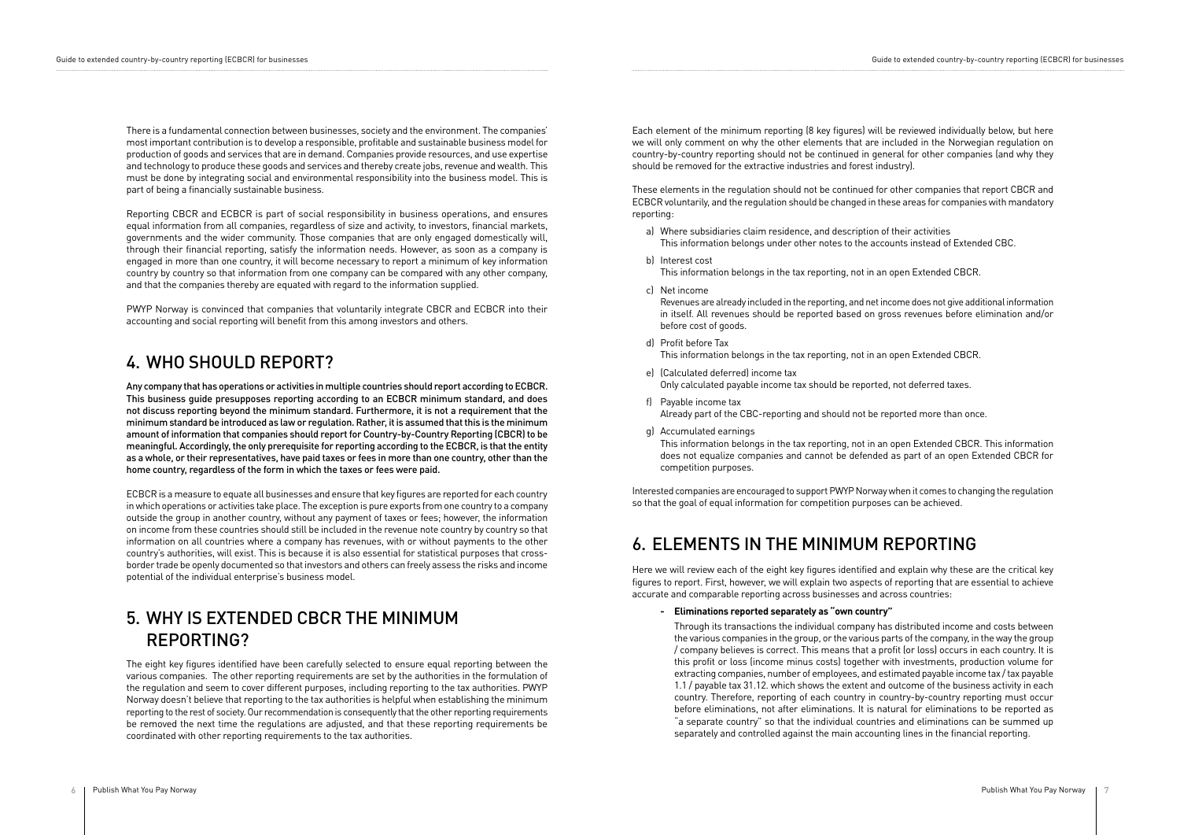There is a fundamental connection between businesses, society and the environment. The companies' most important contribution is to develop a responsible, profitable and sustainable business model for production of goods and services that are in demand. Companies provide resources, and use expertise and technology to produce these goods and services and thereby create jobs, revenue and wealth. This must be done by integrating social and environmental responsibility into the business model. This is part of being a financially sustainable business.

Reporting CBCR and ECBCR is part of social responsibility in business operations, and ensures equal information from all companies, regardless of size and activity, to investors, financial markets, governments and the wider community. Those companies that are only engaged domestically will, through their financial reporting, satisfy the information needs. However, as soon as a company is engaged in more than one country, it will become necessary to report a minimum of key information country by country so that information from one company can be compared with any other company, and that the companies thereby are equated with regard to the information supplied.

PWYP Norway is convinced that companies that voluntarily integrate CBCR and ECBCR into their accounting and social reporting will benefit from this among investors and others.

## 4. WHO SHOULD REPORT?

**Any company that has operations or activities in multiple countries should report according to ECBCR. This business guide presupposes reporting according to an ECBCR minimum standard, and does not discuss reporting beyond the minimum standard. Furthermore, it is not a requirement that the minimum standard be introduced as law or regulation. Rather, it is assumed that this is the minimum amount of information that companies should report for Country-by-Country Reporting (CBCR) to be meaningful. Accordingly, the only prerequisite for reporting according to the ECBCR, is that the entity as a whole, or their representatives, have paid taxes or fees in more than one country, other than the home country, regardless of the form in which the taxes or fees were paid.**

ECBCR is a measure to equate all businesses and ensure that key figures are reported for each country in which operations or activities take place. The exception is pure exports from one country to a company outside the group in another country, without any payment of taxes or fees; however, the information on income from these countries should still be included in the revenue note country by country so that information on all countries where a company has revenues, with or without payments to the other country's authorities, will exist. This is because it is also essential for statistical purposes that cross-border trade be openly documented so that investors and others can freely assess the risks and income potential of the individual enterprise's business model.

## 5. WHY IS EXTENDED CBCR THE MINIMUM REPORTING?

The eight key figures identified have been carefully selected to ensure equal reporting between the various companies. The other reporting requirements are set by the authorities in the formulation of the regulation and seem to cover different purposes, including reporting to the tax authorities. PWYP Norway doesn't believe that reporting to the tax authorities is helpful when establishing the minimum reporting to the rest of society. Our recommendation is consequently that the other reporting requirements be removed the next time the regulations are adjusted, and that these reporting requirements be coordinated with other reporting requirements to the tax authorities.

Each element of the minimum reporting (8 key figures) will be reviewed individually below, but here we will only comment on why the other elements that are included in the Norwegian regulation on country-by-country reporting should not be continued in general for other companies (and why they should be removed for the extractive industries and forest industry).

These elements in the regulation should not be continued for other companies that report CBCR and ECBCR voluntarily, and the regulation should be changed in these areas for companies with mandatory reporting:

a) Where subsidiaries claim residence, and description of their activities
   This information belongs under other notes to the accounts instead of Extended CBC.

b) Interest cost
   This information belongs in the tax reporting, not in an open Extended CBCR.

c) Net income
   Revenues are already included in the reporting, and net income does not give additional information in itself. All revenues should be reported based on gross revenues before elimination and/or before cost of goods.

d) Profit before Tax
   This information belongs in the tax reporting, not in an open Extended CBCR.

e) (Calculated deferred) income tax
   Only calculated payable income tax should be reported, not deferred taxes.

f) Payable income tax
   Already part of the CBC-reporting and should not be reported more than once.

g) Accumulated earnings
   This information belongs in the tax reporting, not in an open Extended CBCR. This information does not equalize companies and cannot be defended as part of an open Extended CBCR for competition purposes.

Interested companies are encouraged to support PWYP Norway when it comes to changing the regulation so that the goal of equal information for competition purposes can be achieved.

## 6. ELEMENTS IN THE MINIMUM REPORTING

Here we will review each of the eight key figures identified and explain why these are the critical key figures to report. First, however, we will explain two aspects of reporting that are essential to achieve accurate and comparable reporting across businesses and across countries:

- **Eliminations reported separately as "own country"**

  Through its transactions the individual company has distributed income and costs between the various companies in the group, or the various parts of the company, in the way the group / company believes is correct. This means that a profit (or loss) occurs in each country. It is this profit or loss (income minus costs) together with investments, production volume for extracting companies, number of employees, and estimated payable income tax / tax payable 1.1 / payable tax 31.12. which shows the extent and outcome of the business activity in each country. Therefore, reporting of each country in country-by-country reporting must occur before eliminations, not after eliminations. It is natural for eliminations to be reported as "a separate country" so that the individual countries and eliminations can be summed up separately and controlled against the main accounting lines in the financial reporting.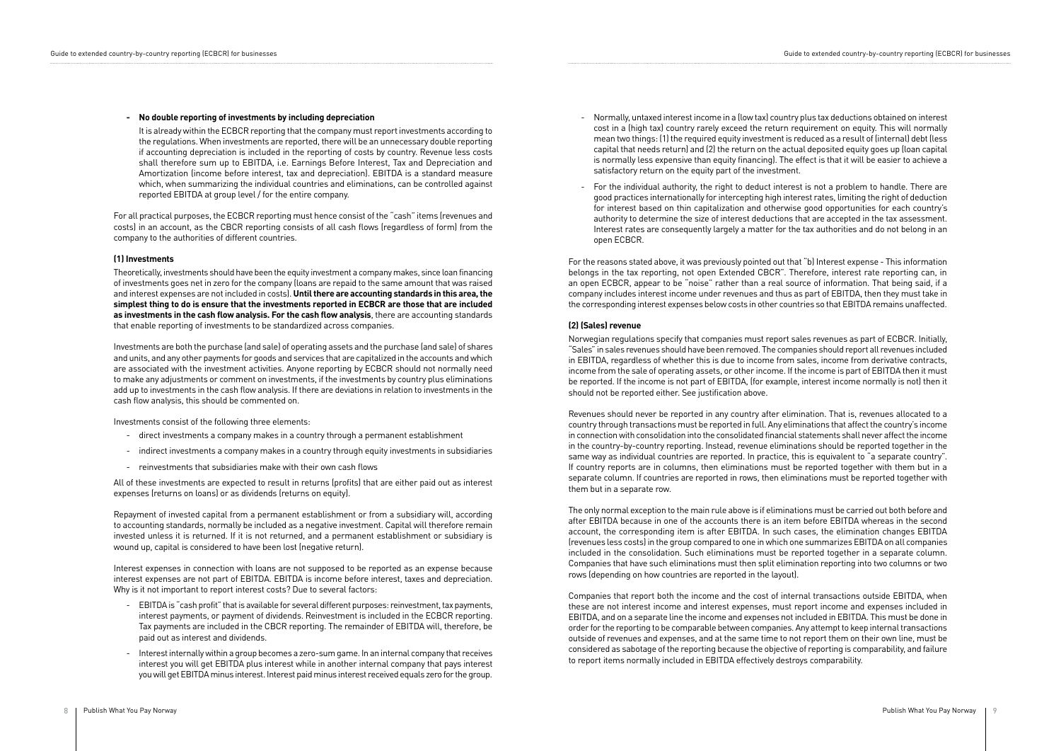- **No double reporting of investments by including depreciation**

  It is already within the ECBCR reporting that the company must report investments according to the regulations. When investments are reported, there will be an unnecessary double reporting if accounting depreciation is included in the reporting of costs by country. Revenue less costs shall therefore sum up to EBITDA, i.e. Earnings Before Interest, Tax and Depreciation and Amortization (income before interest, tax and depreciation). EBITDA is a standard measure which, when summarizing the individual countries and eliminations, can be controlled against reported EBITDA at group level / for the entire company.

For all practical purposes, the ECBCR reporting must hence consist of the "cash" items (revenues and costs) in an account, as the CBCR reporting consists of all cash flows (regardless of form) from the company to the authorities of different countries.

#### (1) Investments

Theoretically, investments should have been the equity investment a company makes, since loan financing of investments goes net in zero for the company (loans are repaid to the same amount that was raised and interest expenses are not included in costs). **Until there are accounting standards in this area, the simplest thing to do is ensure that the investments reported in ECBCR are those that are included as investments in the cash flow analysis. For the cash flow analysis**, there are accounting standards that enable reporting of investments to be standardized across companies.

Investments are both the purchase (and sale) of operating assets and the purchase (and sale) of shares and units, and any other payments for goods and services that are capitalized in the accounts and which are associated with the investment activities. Anyone reporting by ECBCR should not normally need to make any adjustments or comment on investments, if the investments by country plus eliminations add up to investments in the cash flow analysis. If there are deviations in relation to investments in the cash flow analysis, this should be commented on.

Investments consist of the following three elements:

- direct investments a company makes in a country through a permanent establishment
- indirect investments a company makes in a country through equity investments in subsidiaries
- reinvestments that subsidiaries make with their own cash flows

All of these investments are expected to result in returns (profits) that are either paid out as interest expenses (returns on loans) or as dividends (returns on equity).

Repayment of invested capital from a permanent establishment or from a subsidiary will, according to accounting standards, normally be included as a negative investment. Capital will therefore remain invested unless it is returned. If it is not returned, and a permanent establishment or subsidiary is wound up, capital is considered to have been lost (negative return).

Interest expenses in connection with loans are not supposed to be reported as an expense because interest expenses are not part of EBITDA. EBITDA is income before interest, taxes and depreciation. Why is it not important to report interest costs? Due to several factors:

- EBITDA is "cash profit" that is available for several different purposes: reinvestment, tax payments, interest payments, or payment of dividends. Reinvestment is included in the ECBCR reporting. Tax payments are included in the CBCR reporting. The remainder of EBITDA will, therefore, be paid out as interest and dividends.
- Interest internally within a group becomes a zero-sum game. In an internal company that receives interest you will get EBITDA plus interest while in another internal company that pays interest you will get EBITDA minus interest. Interest paid minus interest received equals zero for the group.
- Normally, untaxed interest income in a (low tax) country plus tax deductions obtained on interest cost in a (high tax) country rarely exceed the return requirement on equity. This will normally mean two things: (1) the required equity investment is reduced as a result of (internal) debt (less capital that needs return) and (2) the return on the actual deposited equity goes up (loan capital is normally less expensive than equity financing). The effect is that it will be easier to achieve a satisfactory return on the equity part of the investment.
- For the individual authority, the right to deduct interest is not a problem to handle. There are good practices internationally for intercepting high interest rates, limiting the right of deduction for interest based on thin capitalization and otherwise good opportunities for each country's authority to determine the size of interest deductions that are accepted in the tax assessment. Interest rates are consequently largely a matter for the tax authorities and do not belong in an open ECBCR.

For the reasons stated above, it was previously pointed out that "b) Interest expense - This information belongs in the tax reporting, not open Extended CBCR". Therefore, interest rate reporting can, in an open ECBCR, appear to be "noise" rather than a real source of information. That being said, if a company includes interest income under revenues and thus as part of EBITDA, then they must take in the corresponding interest expenses below costs in other countries so that EBITDA remains unaffected.

#### (2) (Sales) revenue

Norwegian regulations specify that companies must report sales revenues as part of ECBCR. Initially, "Sales" in sales revenues should have been removed. The companies should report all revenues included in EBITDA, regardless of whether this is due to income from sales, income from derivative contracts, income from the sale of operating assets, or other income. If the income is part of EBITDA then it must be reported. If the income is not part of EBITDA, (for example, interest income normally is not) then it should not be reported either. See justification above.

Revenues should never be reported in any country after elimination. That is, revenues allocated to a country through transactions must be reported in full. Any eliminations that affect the country's income in connection with consolidation into the consolidated financial statements shall never affect the income in the country-by-country reporting. Instead, revenue eliminations should be reported together in the same way as individual countries are reported. In practice, this is equivalent to "a separate country". If country reports are in columns, then eliminations must be reported together with them but in a separate column. If countries are reported in rows, then eliminations must be reported together with them but in a separate row.

The only normal exception to the main rule above is if eliminations must be carried out both before and after EBITDA because in one of the accounts there is an item before EBITDA whereas in the second account, the corresponding item is after EBITDA. In such cases, the elimination changes EBITDA (revenues less costs) in the group compared to one in which one summarizes EBITDA on all companies included in the consolidation. Such eliminations must be reported together in a separate column. Companies that have such eliminations must then split elimination reporting into two columns or two rows (depending on how countries are reported in the layout).

Companies that report both the income and the cost of internal transactions outside EBITDA, when these are not interest income and interest expenses, must report income and expenses included in EBITDA, and on a separate line the income and expenses not included in EBITDA. This must be done in order for the reporting to be comparable between companies. Any attempt to keep internal transactions outside of revenues and expenses, and at the same time to not report them on their own line, must be considered as sabotage of the reporting because the objective of reporting is comparability, and failure to report items normally included in EBITDA effectively destroys comparability.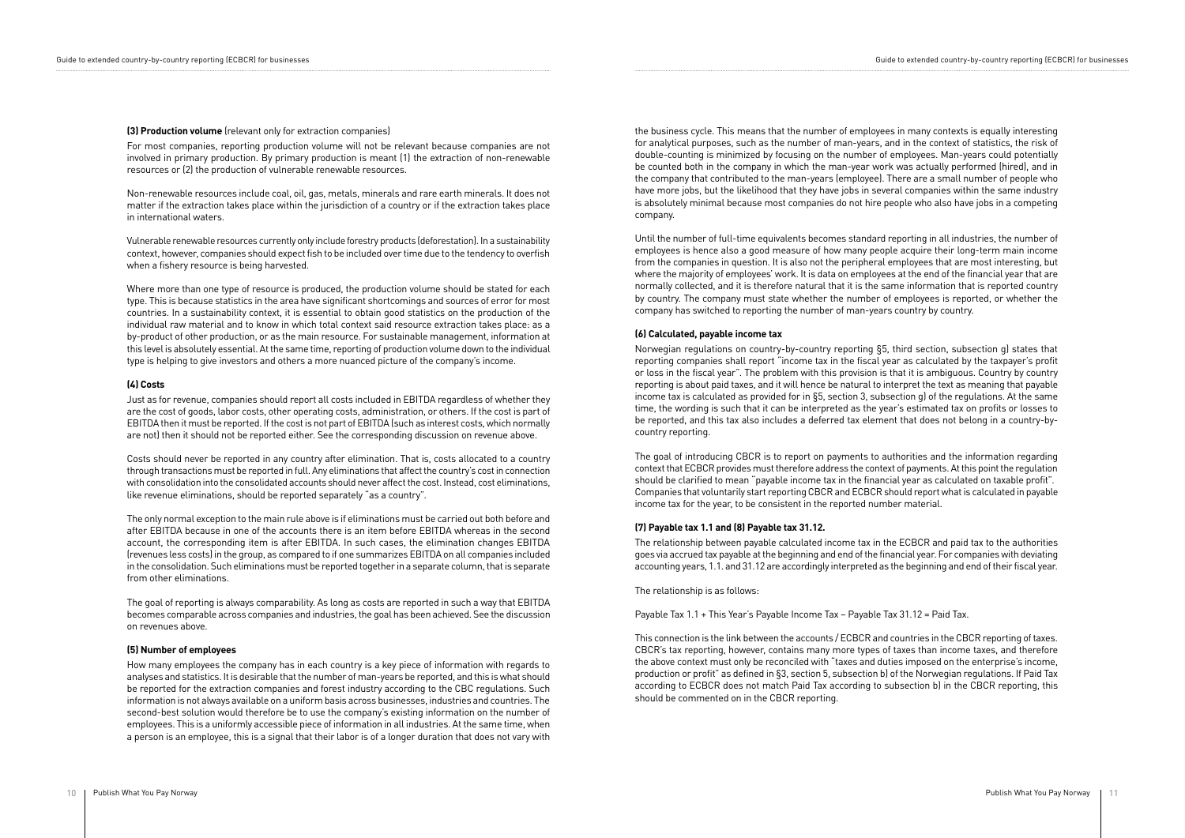**(3) Production volume** (relevant only for extraction companies)

For most companies, reporting production volume will not be relevant because companies are not involved in primary production. By primary production is meant (1) the extraction of non-renewable resources or (2) the production of vulnerable renewable resources.

Non-renewable resources include coal, oil, gas, metals, minerals and rare earth minerals. It does not matter if the extraction takes place within the jurisdiction of a country or if the extraction takes place in international waters.

Vulnerable renewable resources currently only include forestry products (deforestation). In a sustainability context, however, companies should expect fish to be included over time due to the tendency to overfish when a fishery resource is being harvested.

Where more than one type of resource is produced, the production volume should be stated for each type. This is because statistics in the area have significant shortcomings and sources of error for most countries. In a sustainability context, it is essential to obtain good statistics on the production of the individual raw material and to know in which total context said resource extraction takes place: as a by-product of other production, or as the main resource. For sustainable management, information at this level is absolutely essential. At the same time, reporting of production volume down to the individual type is helping to give investors and others a more nuanced picture of the company's income.

**(4) Costs**

Just as for revenue, companies should report all costs included in EBITDA regardless of whether they are the cost of goods, labor costs, other operating costs, administration, or others. If the cost is part of EBITDA then it must be reported. If the cost is not part of EBITDA (such as interest costs, which normally are not) then it should not be reported either. See the corresponding discussion on revenue above.

Costs should never be reported in any country after elimination. That is, costs allocated to a country through transactions must be reported in full. Any eliminations that affect the country's cost in connection with consolidation into the consolidated accounts should never affect the cost. Instead, cost eliminations, like revenue eliminations, should be reported separately "as a country".

The only normal exception to the main rule above is if eliminations must be carried out both before and after EBITDA because in one of the accounts there is an item before EBITDA whereas in the second account, the corresponding item is after EBITDA. In such cases, the elimination changes EBITDA (revenues less costs) in the group, as compared to if one summarizes EBITDA on all companies included in the consolidation. Such eliminations must be reported together in a separate column, that is separate from other eliminations.

The goal of reporting is always comparability. As long as costs are reported in such a way that EBITDA becomes comparable across companies and industries, the goal has been achieved. See the discussion on revenues above.

**(5) Number of employees**

How many employees the company has in each country is a key piece of information with regards to analyses and statistics. It is desirable that the number of man-years be reported, and this is what should be reported for the extraction companies and forest industry according to the CBC regulations. Such information is not always available on a uniform basis across businesses, industries and countries. The second-best solution would therefore be to use the company's existing information on the number of employees. This is a uniformly accessible piece of information in all industries. At the same time, when a person is an employee, this is a signal that their labor is of a longer duration that does not vary with the business cycle. This means that the number of employees in many contexts is equally interesting for analytical purposes, such as the number of man-years, and in the context of statistics, the risk of double-counting is minimized by focusing on the number of employees. Man-years could potentially be counted both in the company in which the man-year work was actually performed (hired), and in the company that contributed to the man-years (employee). There are a small number of people who have more jobs, but the likelihood that they have jobs in several companies within the same industry is absolutely minimal because most companies do not hire people who also have jobs in a competing company.

Until the number of full-time equivalents becomes standard reporting in all industries, the number of employees is hence also a good measure of how many people acquire their long-term main income from the companies in question. It is also not the peripheral employees that are most interesting, but where the majority of employees' work. It is data on employees at the end of the financial year that are normally collected, and it is therefore natural that it is the same information that is reported country by country. The company must state whether the number of employees is reported, or whether the company has switched to reporting the number of man-years country by country.

**(6) Calculated, payable income tax**

Norwegian regulations on country-by-country reporting §5, third section, subsection g) states that reporting companies shall report "income tax in the fiscal year as calculated by the taxpayer's profit or loss in the fiscal year". The problem with this provision is that it is ambiguous. Country by country reporting is about paid taxes, and it will hence be natural to interpret the text as meaning that payable income tax is calculated as provided for in §5, section 3, subsection g) of the regulations. At the same time, the wording is such that it can be interpreted as the year's estimated tax on profits or losses to be reported, and this tax also includes a deferred tax element that does not belong in a country-by-country reporting.

The goal of introducing CBCR is to report on payments to authorities and the information regarding context that ECBCR provides must therefore address the context of payments. At this point the regulation should be clarified to mean "payable income tax in the financial year as calculated on taxable profit". Companies that voluntarily start reporting CBCR and ECBCR should report what is calculated in payable income tax for the year, to be consistent in the reported number material.

**(7) Payable tax 1.1 and (8) Payable tax 31.12.**

The relationship between payable calculated income tax in the ECBCR and paid tax to the authorities goes via accrued tax payable at the beginning and end of the financial year. For companies with deviating accounting years, 1.1. and 31.12 are accordingly interpreted as the beginning and end of their fiscal year.

The relationship is as follows:

Payable Tax 1.1 + This Year's Payable Income Tax – Payable Tax 31.12 = Paid Tax.

This connection is the link between the accounts / ECBCR and countries in the CBCR reporting of taxes. CBCR's tax reporting, however, contains many more types of taxes than income taxes, and therefore the above context must only be reconciled with "taxes and duties imposed on the enterprise's income, production or profit" as defined in §3, section 5, subsection b) of the Norwegian regulations. If Paid Tax according to ECBCR does not match Paid Tax according to subsection b) in the CBCR reporting, this should be commented on in the CBCR reporting.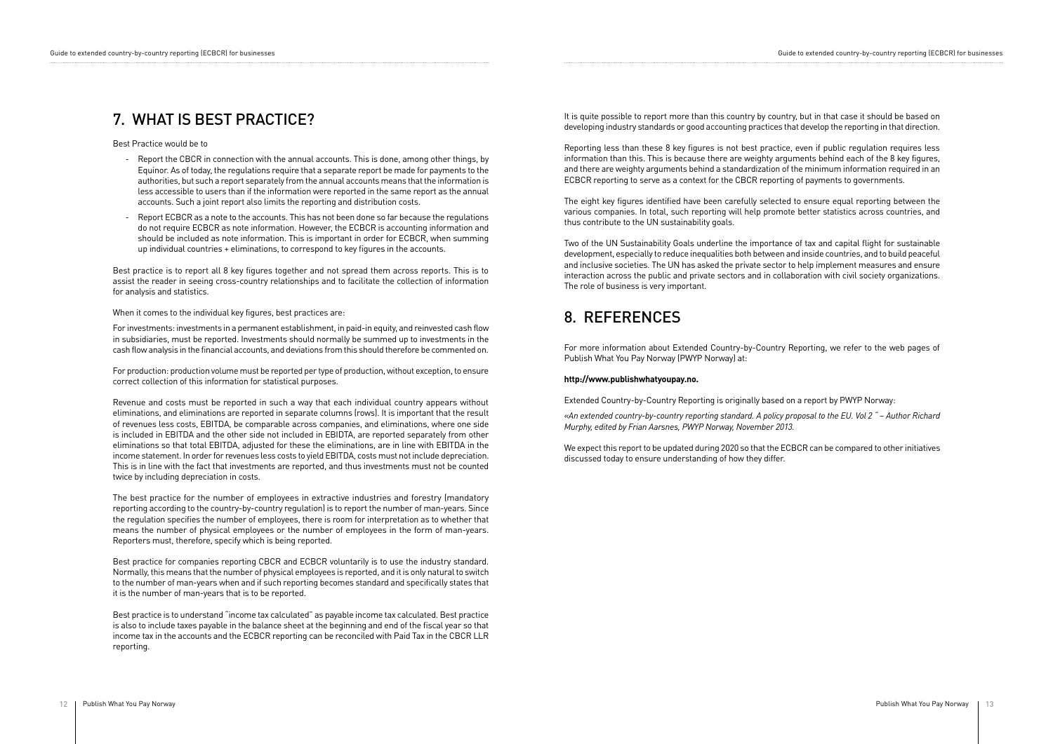## 7. WHAT IS BEST PRACTICE?

Best Practice would be to

- Report the CBCR in connection with the annual accounts. This is done, among other things, by Equinor. As of today, the regulations require that a separate report be made for payments to the authorities, but such a report separately from the annual accounts means that the information is less accessible to users than if the information were reported in the same report as the annual accounts. Such a joint report also limits the reporting and distribution costs.
- Report ECBCR as a note to the accounts. This has not been done so far because the regulations do not require ECBCR as note information. However, the ECBCR is accounting information and should be included as note information. This is important in order for ECBCR, when summing up individual countries + eliminations, to correspond to key figures in the accounts.

Best practice is to report all 8 key figures together and not spread them across reports. This is to assist the reader in seeing cross-country relationships and to facilitate the collection of information for analysis and statistics.

When it comes to the individual key figures, best practices are:

For investments: investments in a permanent establishment, in paid-in equity, and reinvested cash flow in subsidiaries, must be reported. Investments should normally be summed up to investments in the cash flow analysis in the financial accounts, and deviations from this should therefore be commented on.

For production: production volume must be reported per type of production, without exception, to ensure correct collection of this information for statistical purposes.

Revenue and costs must be reported in such a way that each individual country appears without eliminations, and eliminations are reported in separate columns (rows). It is important that the result of revenues less costs, EBITDA, be comparable across companies, and eliminations, where one side is included in EBITDA and the other side not included in EBIDTA, are reported separately from other eliminations so that total EBITDA, adjusted for these the eliminations, are in line with EBITDA in the income statement. In order for revenues less costs to yield EBITDA, costs must not include depreciation. This is in line with the fact that investments are reported, and thus investments must not be counted twice by including depreciation in costs.

The best practice for the number of employees in extractive industries and forestry (mandatory reporting according to the country-by-country regulation) is to report the number of man-years. Since the regulation specifies the number of employees, there is room for interpretation as to whether that means the number of physical employees or the number of employees in the form of man-years. Reporters must, therefore, specify which is being reported.

Best practice for companies reporting CBCR and ECBCR voluntarily is to use the industry standard. Normally, this means that the number of physical employees is reported, and it is only natural to switch to the number of man-years when and if such reporting becomes standard and specifically states that it is the number of man-years that is to be reported.

Best practice is to understand "income tax calculated" as payable income tax calculated. Best practice is also to include taxes payable in the balance sheet at the beginning and end of the fiscal year so that income tax in the accounts and the ECBCR reporting can be reconciled with Paid Tax in the CBCR LLR reporting.

It is quite possible to report more than this country by country, but in that case it should be based on developing industry standards or good accounting practices that develop the reporting in that direction.

Reporting less than these 8 key figures is not best practice, even if public regulation requires less information than this. This is because there are weighty arguments behind each of the 8 key figures, and there are weighty arguments behind a standardization of the minimum information required in an ECBCR reporting to serve as a context for the CBCR reporting of payments to governments.

The eight key figures identified have been carefully selected to ensure equal reporting between the various companies. In total, such reporting will help promote better statistics across countries, and thus contribute to the UN sustainability goals.

Two of the UN Sustainability Goals underline the importance of tax and capital flight for sustainable development, especially to reduce inequalities both between and inside countries, and to build peaceful and inclusive societies. The UN has asked the private sector to help implement measures and ensure interaction across the public and private sectors and in collaboration with civil society organizations. The role of business is very important.

## 8. REFERENCES

For more information about Extended Country-by-Country Reporting, we refer to the web pages of Publish What You Pay Norway (PWYP Norway) at:

**http://www.publishwhatyoupay.no.**

Extended Country-by-Country Reporting is originally based on a report by PWYP Norway:

*«An extended country-by-country reporting standard. A policy proposal to the EU. Vol 2 " – Author Richard Murphy, edited by Frian Aarsnes, PWYP Norway, November 2013.*

We expect this report to be updated during 2020 so that the ECBCR can be compared to other initiatives discussed today to ensure understanding of how they differ.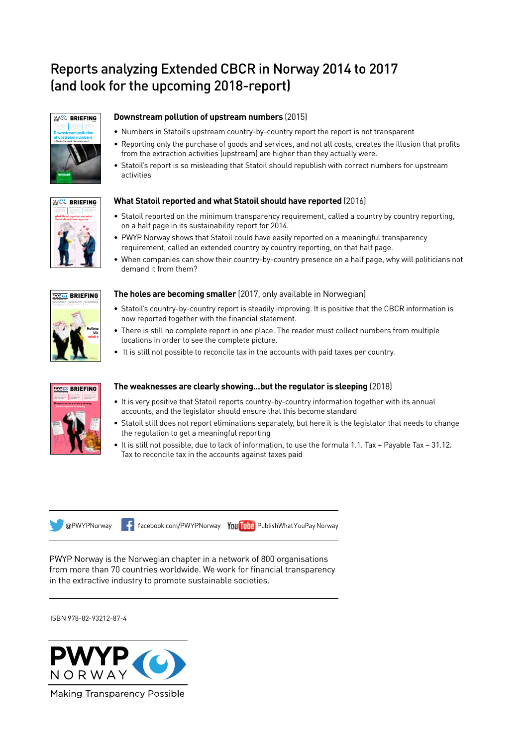# Reports analyzing Extended CBCR in Norway 2014 to 2017 (and look for the upcoming 2018-report)

**Downstream pollution of upstream numbers** (2015)

- Numbers in Statoil's upstream country-by-country report the report is not transparent
- Reporting only the purchase of goods and services, and not all costs, creates the illusion that profits from the extraction activities (upstream) are higher than they actually were.
- Statoil's report is so misleading that Statoil should republish with correct numbers for upstream activities

**What Statoil reported and what Statoil should have reported** (2016)

- Statoil reported on the minimum transparency requirement, called a country by country reporting, on a half page in its sustainability report for 2014.
- PWYP Norway shows that Statoil could have easily reported on a meaningful transparency requirement, called an extended country by country reporting, on that half page.
- When companies can show their country-by-country presence on a half page, why will politicians not demand it from them?

**The holes are becoming smaller** (2017, only available in Norwegian)

- Statoil's country-by-country report is steadily improving. It is positive that the CBCR information is now reported together with the financial statement.
- There is still no complete report in one place. The reader must collect numbers from multiple locations in order to see the complete picture.
- It is still not possible to reconcile tax in the accounts with paid taxes per country.

**The weaknesses are clearly showing...but the regulator is sleeping** (2018)

- It is very positive that Statoil reports country-by-country information together with its annual accounts, and the legislator should ensure that this become standard
- Statoil still does not report eliminations separately, but here it is the legislator that needs to change the regulation to get a meaningful reporting
- It is still not possible, due to lack of information, to use the formula 1.1. Tax + Payable Tax – 31.12. Tax to reconcile tax in the accounts against taxes paid

@PWYPNorway facebook.com/PWYPNorway PublishWhatYouPay Norway

PWYP Norway is the Norwegian chapter in a network of 800 organisations from more than 70 countries worldwide. We work for financial transparency in the extractive industry to promote sustainable societies.

ISBN 978-82-93212-87-4

PWYP NORWAY

Making Transparency Possible